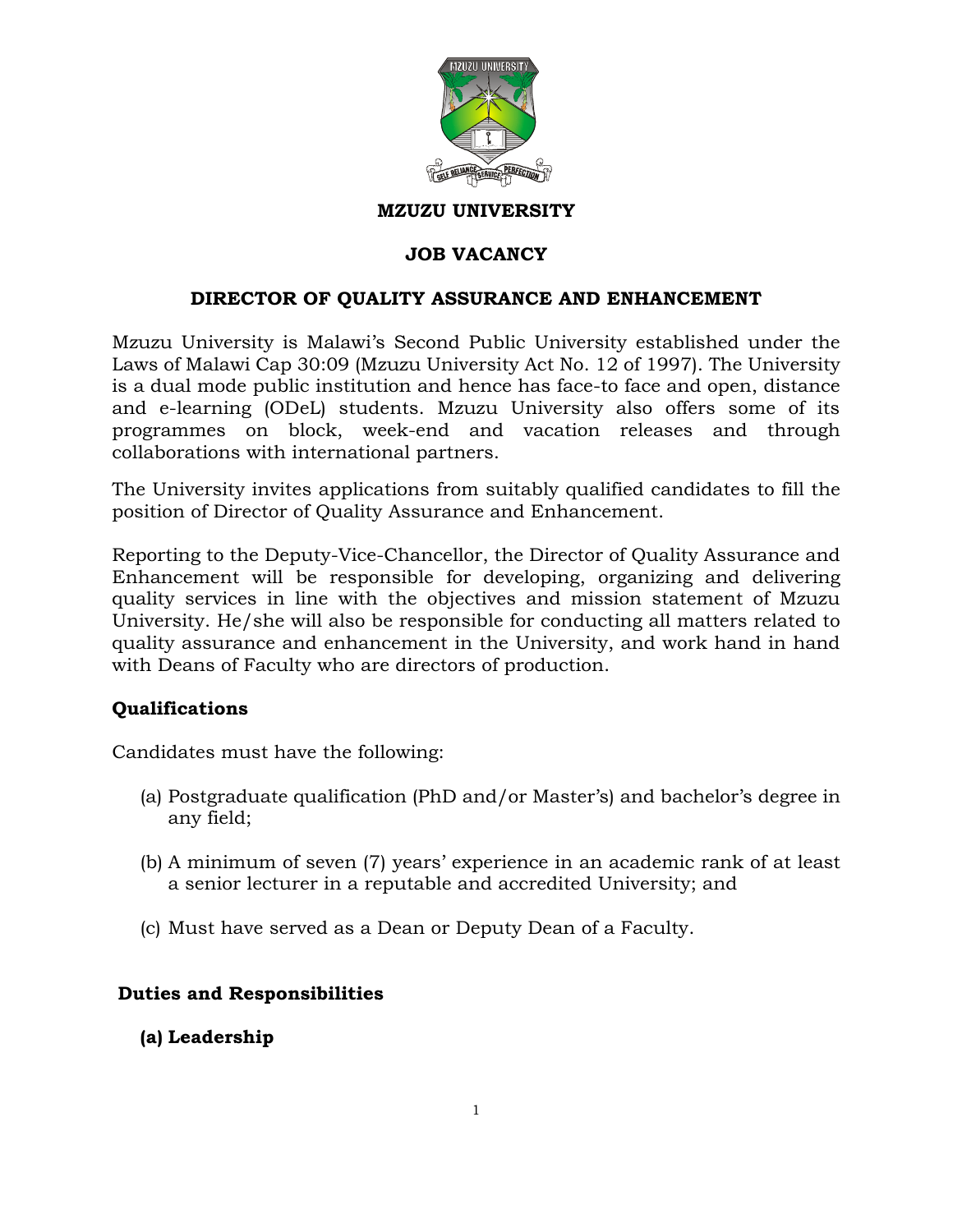# MZUZU UNIVERSITY

## JOB VACANCY

## DIRECTOR OF QUALITY ASSURANCE AND ENHANCEMENT

Mzuzu University is Malawi's Second Public University established under the Laws of Malawi Cap 30:09 (Mzuzu University Act No. 12 of 1997). The University is a dual mode public institution and hence has face-to face and open, distance and e-learning (ODeL) students. Mzuzu University also offers some of its programmes on block, week-end and vacation releases and through collaborations with international partners.

The University invites applications from suitably qualified candidates to fill the position of Director of Quality Assurance and Enhancement.

Reporting to the Deputy-Vice-Chancellor, the Director of Quality Assurance and Enhancement will be responsible for developing, organizing and delivering quality services in line with the objectives and mission statement of Mzuzu University. He/she will also be responsible for conducting all matters related to quality assurance and enhancement in the University, and work hand in hand with Deans of Faculty who are directors of production.

### Qualifications

Candidates must have the following:

(a) Postgraduate qualification (PhD and/or Master's) and bachelor's degree in any field;

(b) A minimum of seven (7) years' experience in an academic rank of at least a senior lecturer in a reputable and accredited University; and

(c) Must have served as a Dean or Deputy Dean of a Faculty.

### Duties and Responsibilities

#### (a) Leadership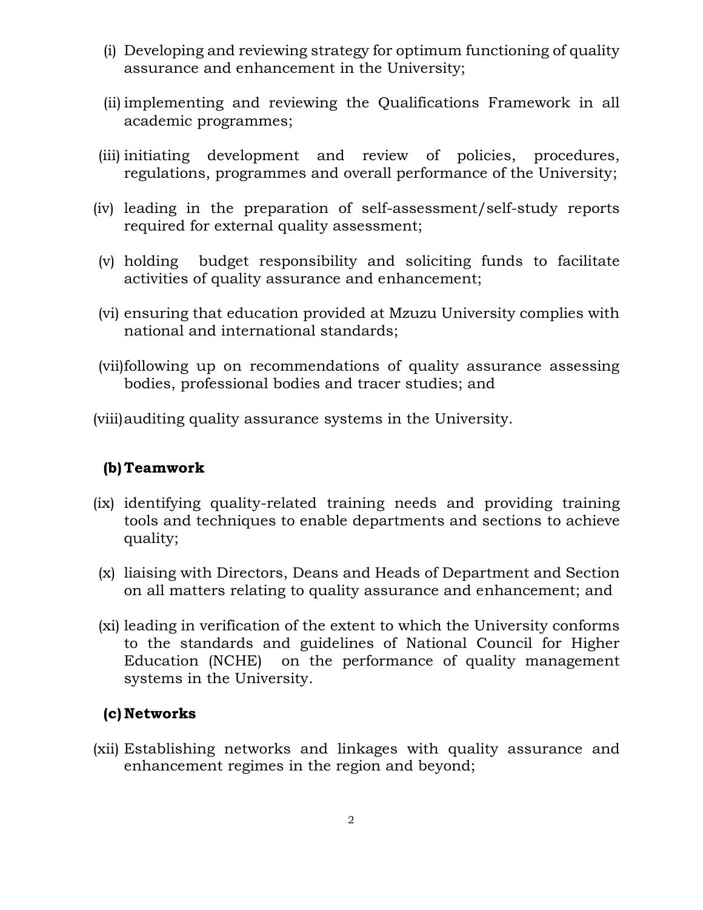(i) Developing and reviewing strategy for optimum functioning of quality assurance and enhancement in the University;

(ii) implementing and reviewing the Qualifications Framework in all academic programmes;

(iii) initiating development and review of policies, procedures, regulations, programmes and overall performance of the University;

(iv) leading in the preparation of self-assessment/self-study reports required for external quality assessment;

(v) holding budget responsibility and soliciting funds to facilitate activities of quality assurance and enhancement;

(vi) ensuring that education provided at Mzuzu University complies with national and international standards;

(vii) following up on recommendations of quality assurance assessing bodies, professional bodies and tracer studies; and

(viii) auditing quality assurance systems in the University.

**(b) Teamwork**

(ix) identifying quality-related training needs and providing training tools and techniques to enable departments and sections to achieve quality;

(x) liaising with Directors, Deans and Heads of Department and Section on all matters relating to quality assurance and enhancement; and

(xi) leading in verification of the extent to which the University conforms to the standards and guidelines of National Council for Higher Education (NCHE) on the performance of quality management systems in the University.

**(c) Networks**

(xii) Establishing networks and linkages with quality assurance and enhancement regimes in the region and beyond;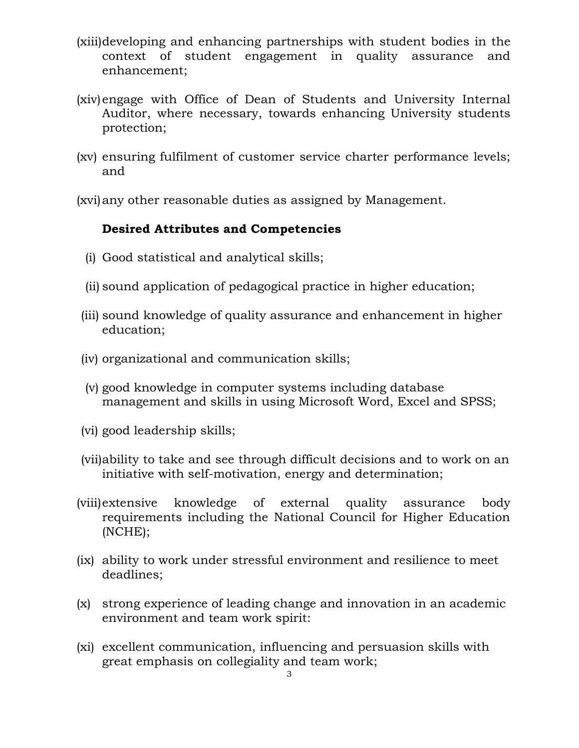(xiii) developing and enhancing partnerships with student bodies in the context of student engagement in quality assurance and enhancement;

(xiv) engage with Office of Dean of Students and University Internal Auditor, where necessary, towards enhancing University students protection;

(xv) ensuring fulfilment of customer service charter performance levels; and

(xvi) any other reasonable duties as assigned by Management.

**Desired Attributes and Competencies**

(i) Good statistical and analytical skills;

(ii) sound application of pedagogical practice in higher education;

(iii) sound knowledge of quality assurance and enhancement in higher education;

(iv) organizational and communication skills;

(v) good knowledge in computer systems including database management and skills in using Microsoft Word, Excel and SPSS;

(vi) good leadership skills;

(vii) ability to take and see through difficult decisions and to work on an initiative with self-motivation, energy and determination;

(viii) extensive knowledge of external quality assurance body requirements including the National Council for Higher Education (NCHE);

(ix) ability to work under stressful environment and resilience to meet deadlines;

(x) strong experience of leading change and innovation in an academic environment and team work spirit:

(xi) excellent communication, influencing and persuasion skills with great emphasis on collegiality and team work;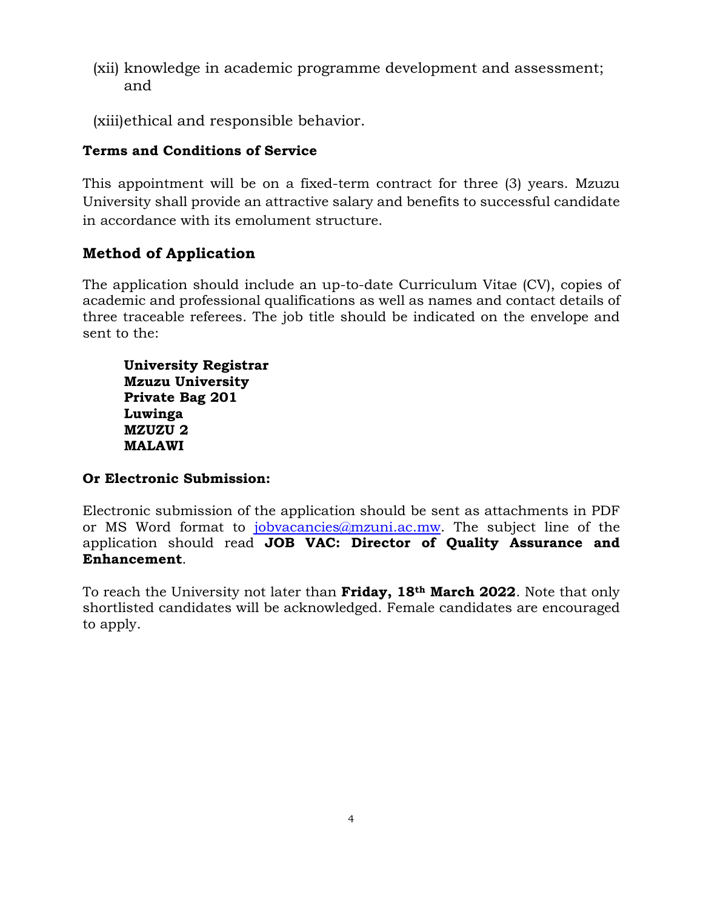(xii) knowledge in academic programme development and assessment; and

(xiii) ethical and responsible behavior.

**Terms and Conditions of Service**

This appointment will be on a fixed-term contract for three (3) years. Mzuzu University shall provide an attractive salary and benefits to successful candidate in accordance with its emolument structure.

## Method of Application

The application should include an up-to-date Curriculum Vitae (CV), copies of academic and professional qualifications as well as names and contact details of three traceable referees. The job title should be indicated on the envelope and sent to the:

> **University Registrar**
> **Mzuzu University**
> **Private Bag 201**
> **Luwinga**
> **MZUZU 2**
> **MALAWI**

**Or Electronic Submission:**

Electronic submission of the application should be sent as attachments in PDF or MS Word format to jobvacancies@mzuni.ac.mw. The subject line of the application should read **JOB VAC: Director of Quality Assurance and Enhancement**.

To reach the University not later than **Friday, 18th March 2022**. Note that only shortlisted candidates will be acknowledged. Female candidates are encouraged to apply.